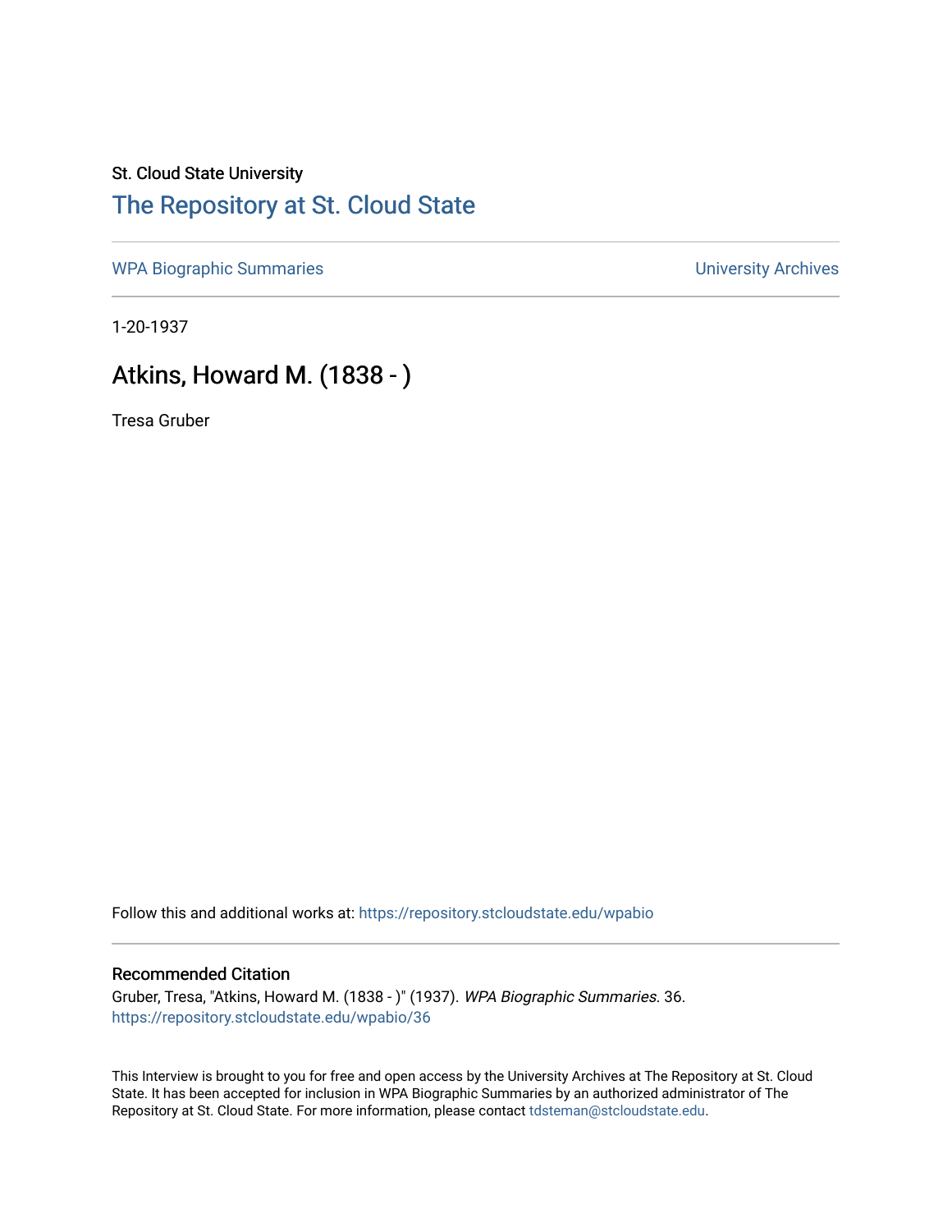St. Cloud State University

# The Repository at St. Cloud State

WPA Biographic Summaries | University Archives

1-20-1937

## Atkins, Howard M. (1838 - )

Tresa Gruber

Follow this and additional works at: https://repository.stcloudstate.edu/wpabio

### Recommended Citation

Gruber, Tresa, "Atkins, Howard M. (1838 - )" (1937). *WPA Biographic Summaries*. 36.
https://repository.stcloudstate.edu/wpabio/36

This Interview is brought to you for free and open access by the University Archives at The Repository at St. Cloud State. It has been accepted for inclusion in WPA Biographic Summaries by an authorized administrator of The Repository at St. Cloud State. For more information, please contact tdsteman@stcloudstate.edu.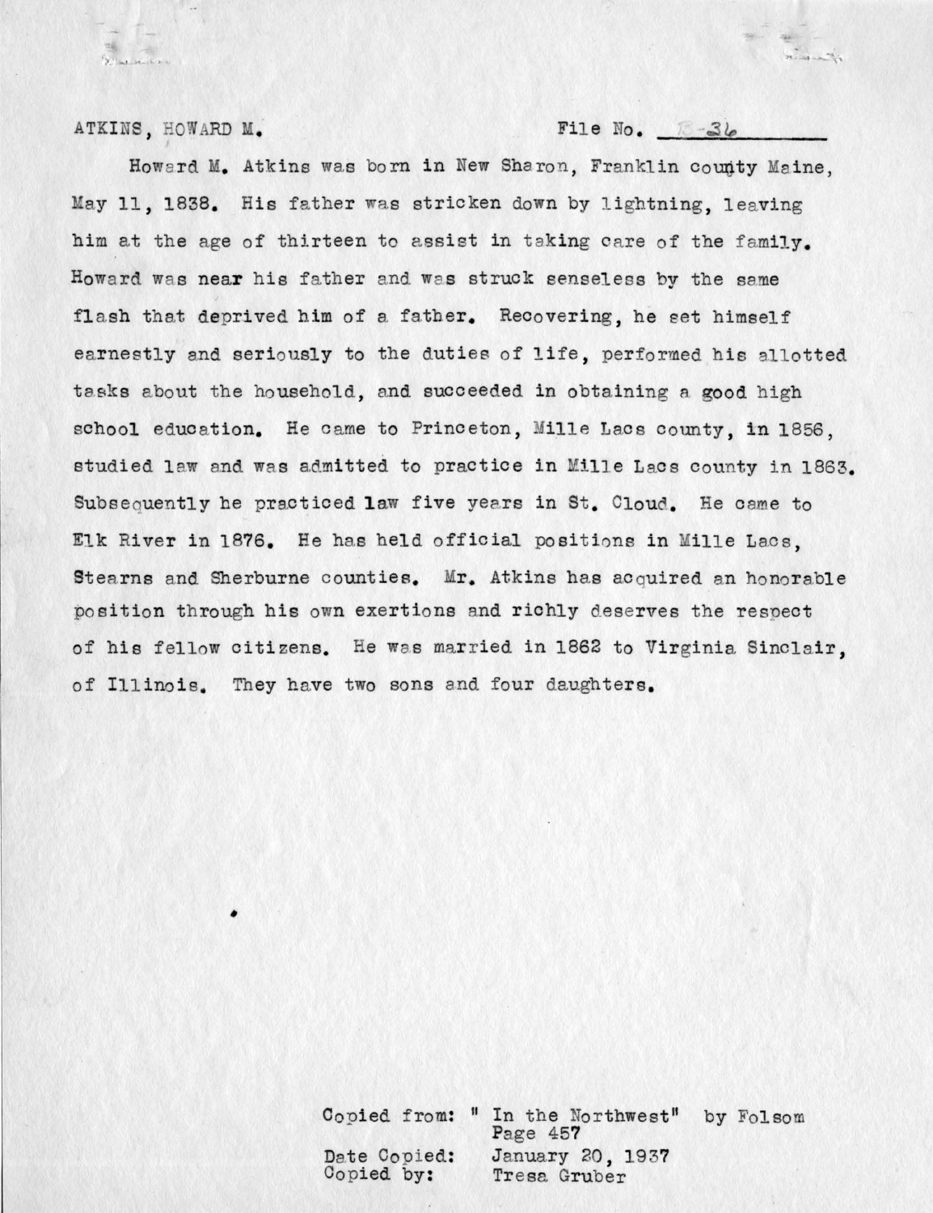ATKINS, HOWARD M. File No. B-36

Howard M. Atkins was born in New Sharon, Franklin county Maine, May 11, 1838. His father was stricken down by lightning, leaving him at the age of thirteen to assist in taking care of the family. Howard was near his father and was struck senseless by the same flash that deprived him of a father. Recovering, he set himself earnestly and seriously to the duties of life, performed his allotted tasks about the household, and succeeded in obtaining a good high school education. He came to Princeton, Mille Lacs county, in 1856, studied law and was admitted to practice in Mille Lacs county in 1863. Subsequently he practiced law five years in St. Cloud. He came to Elk River in 1876. He has held official positions in Mille Lacs, Stearns and Sherburne counties. Mr. Atkins has acquired an honorable position through his own exertions and richly deserves the respect of his fellow citizens. He was married in 1862 to Virginia Sinclair, of Illinois. They have two sons and four daughters.

Copied from: " In the Northwest" by Folsom
Page 457
Date Copied: January 20, 1937
Copied by: Tresa Gruber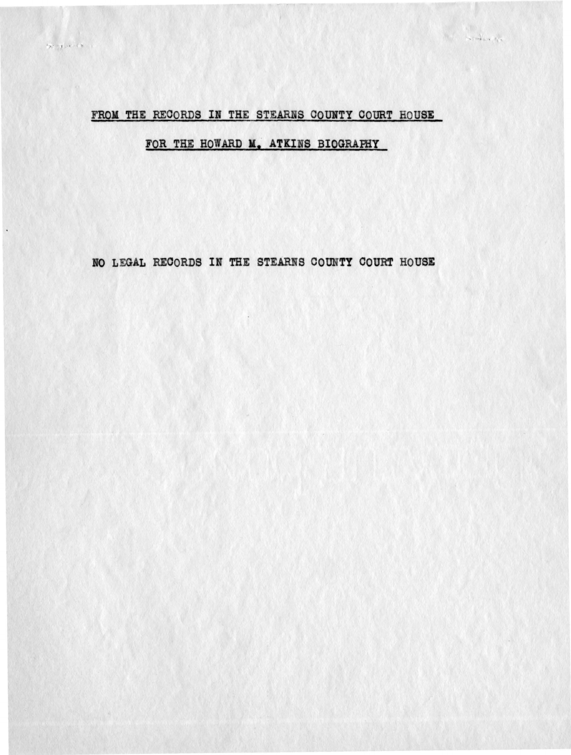<u>FROM THE RECORDS IN THE STEARNS COUNTY COURT HOUSE</u>

<u>FOR THE HOWARD M. ATKINS BIOGRAPHY</u>

NO LEGAL RECORDS IN THE STEARNS COUNTY COURT HOUSE